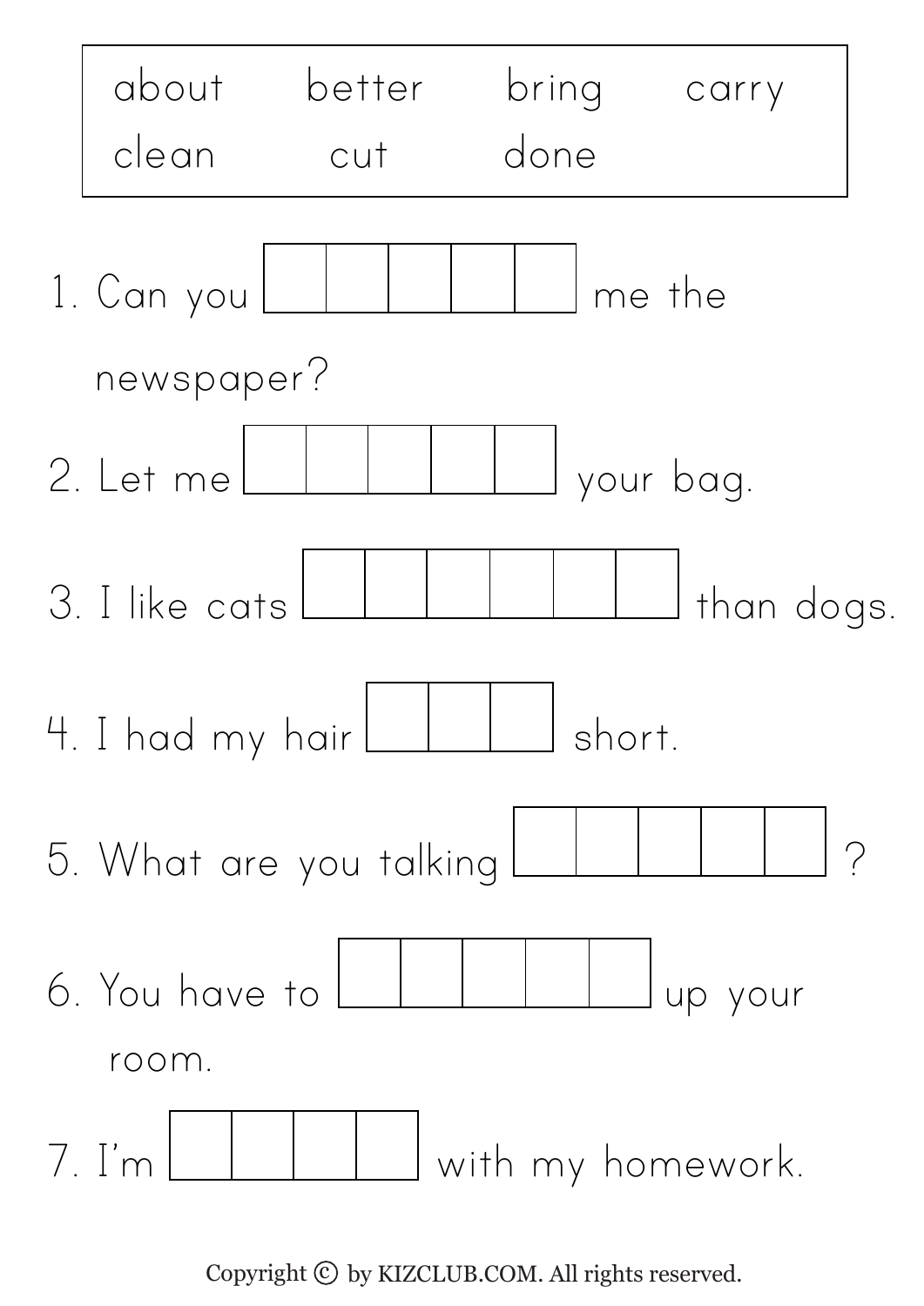| about | better | bring | carry |
|---|---|---|---|
| clean | cut | done | |

1. Can you [ _ _ _ _ _ ] me the newspaper?
2. Let me [ _ _ _ _ _ ] your bag.
3. I like cats [ _ _ _ _ _ _ ] than dogs.
4. I had my hair [ _ _ _ ] short.
5. What are you talking [ _ _ _ _ _ ] ?
6. You have to [ _ _ _ _ _ ] up your room.
7. I'm [ _ _ _ _ ] with my homework.

Copyright © by KIZCLUB.COM. All rights reserved.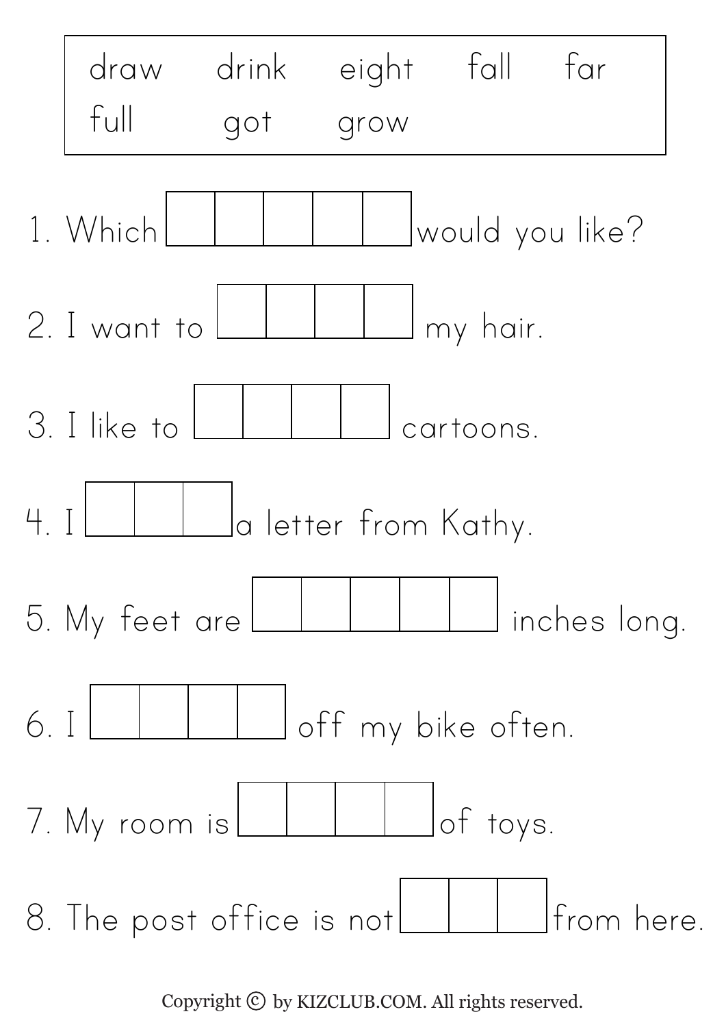| draw | drink | eight | fall | far |
| --- | --- | --- | --- | --- |
| full | got | grow | | |

1. Which ☐☐☐☐☐ would you like?

2. I want to ☐☐☐☐ my hair.

3. I like to ☐☐☐☐ cartoons.

4. I ☐☐☐ a letter from Kathy.

5. My feet are ☐☐☐☐☐ inches long.

6. I ☐☐☐☐ off my bike often.

7. My room is ☐☐☐☐ of toys.

8. The post office is not ☐☐☐ from here.

Copyright © by KIZCLUB.COM. All rights reserved.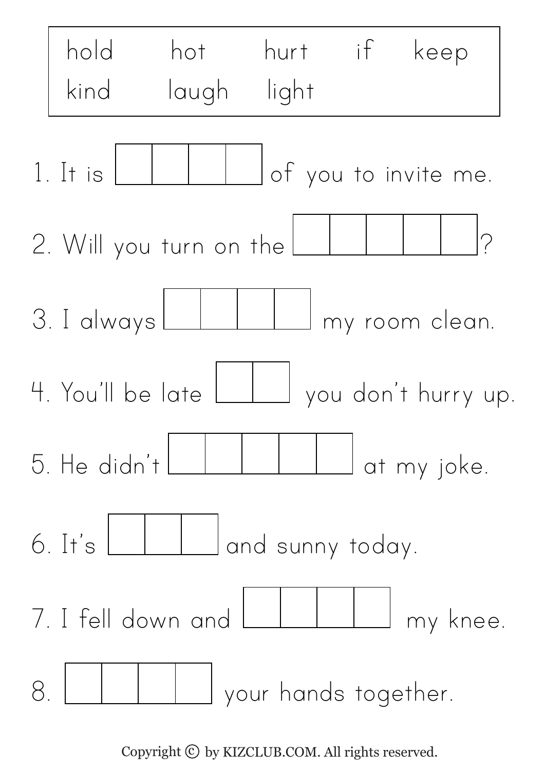| hold | hot | hurt | if | keep |
| --- | --- | --- | --- | --- |
| kind | laugh | light | | |

1. It is ☐☐☐☐ of you to invite me.

2. Will you turn on the ☐☐☐☐☐?

3. I always ☐☐☐☐ my room clean.

4. You'll be late ☐☐ you don't hurry up.

5. He didn't ☐☐☐☐☐ at my joke.

6. It's ☐☐☐ and sunny today.

7. I fell down and ☐☐☐☐ my knee.

8. ☐☐☐☐ your hands together.

Copyright © by KIZCLUB.COM. All rights reserved.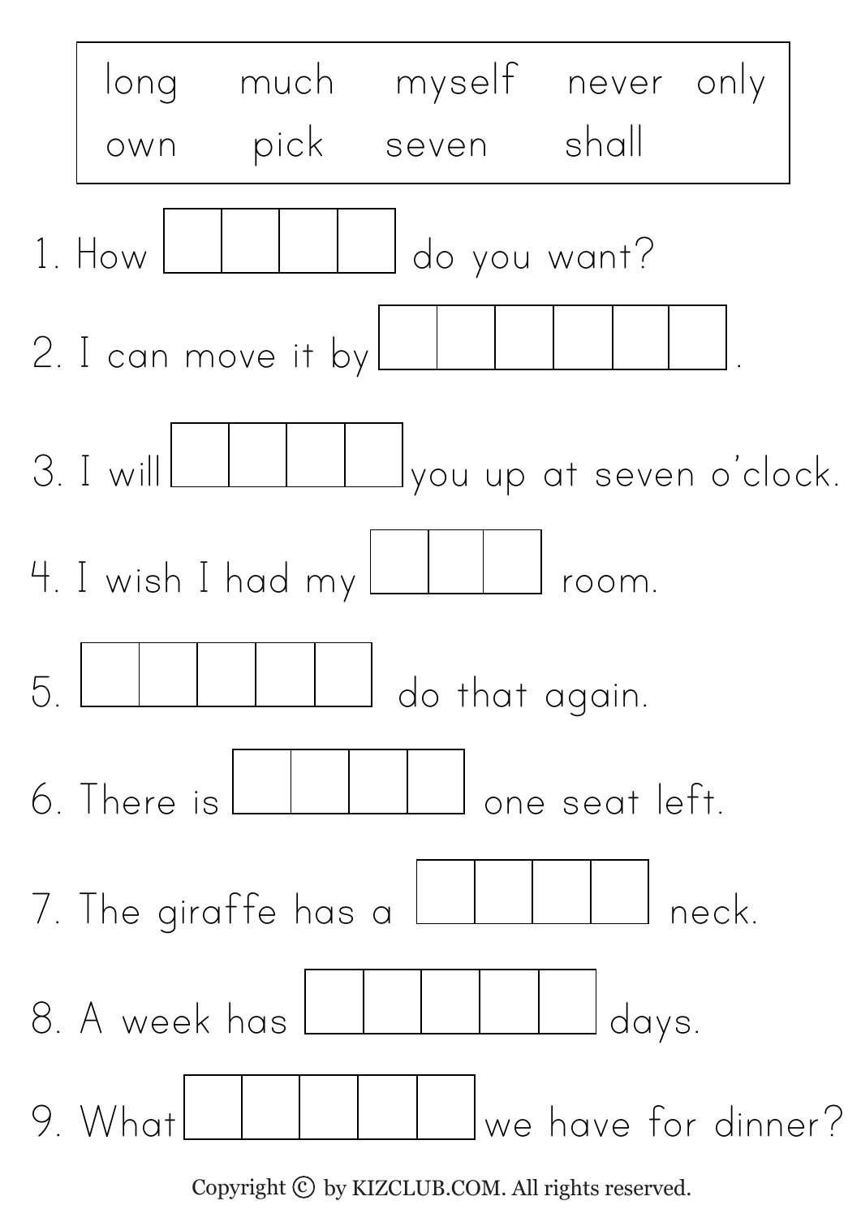| long | much | myself | never | only |
| --- | --- | --- | --- | --- |
| own | pick | seven | shall | |

1. How ____ do you want?
2. I can move it by ______.
3. I will ____ you up at seven o'clock.
4. I wish I had my ___ room.
5. _____ do that again.
6. There is ____ one seat left.
7. The giraffe has a ____ neck.
8. A week has _____ days.
9. What _____ we have for dinner?

Copyright © by KIZCLUB.COM. All rights reserved.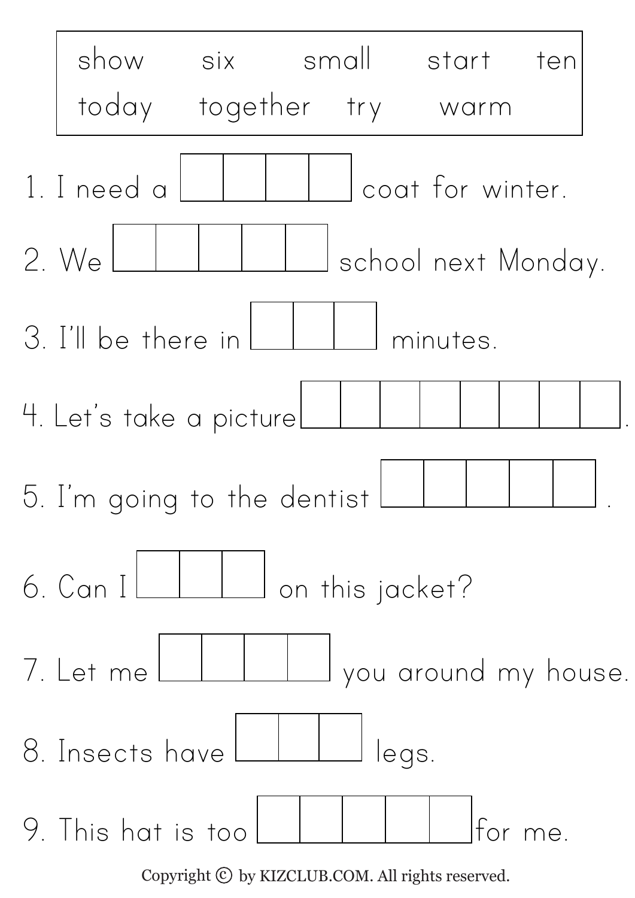| | | | | |
|---|---|---|---|---|
| show | six | small | start | ten |
| today | together | try | warm | |

1. I need a ______ coat for winter.

2. We ______ school next Monday.

3. I'll be there in ______ minutes.

4. Let's take a picture ______.

5. I'm going to the dentist ______ .

6. Can I ______ on this jacket?

7. Let me ______ you around my house.

8. Insects have ______ legs.

9. This hat is too ______ for me.

Copyright © by KIZCLUB.COM. All rights reserved.